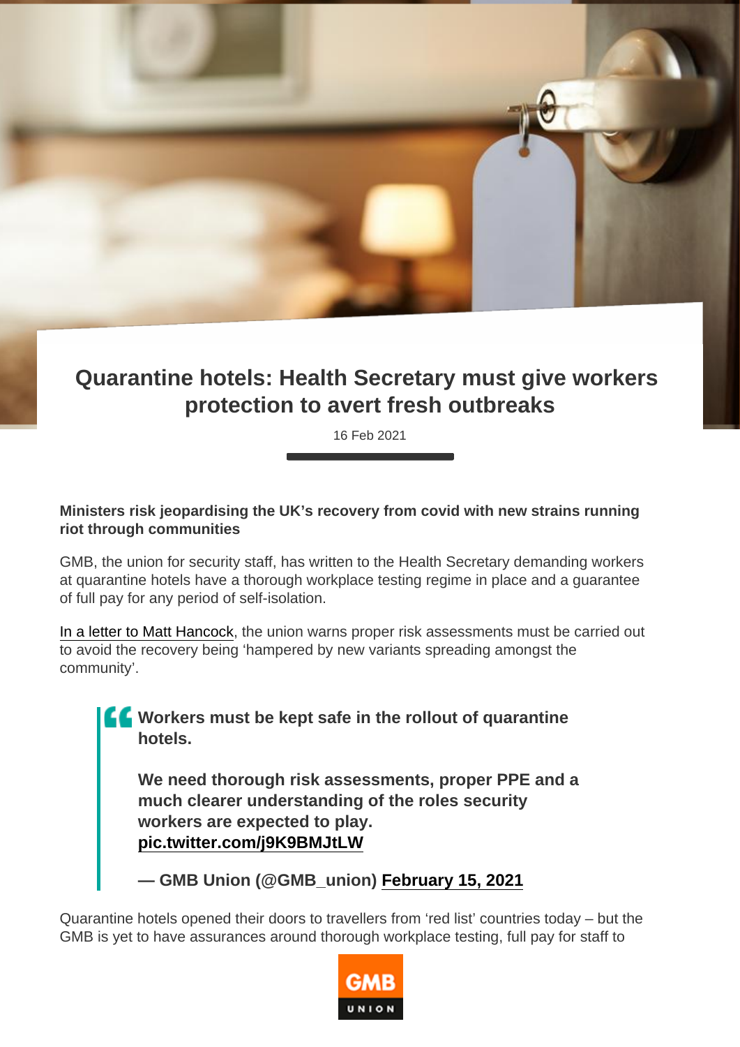# Quarantine hotels: Health Secretary must give workers protection to avert fresh outbreaks

16 Feb 2021

**Ministers risk jeopardising the UK's recovery from covid with new strains running riot through communities**

GMB, the union for security staff, has written to the Health Secretary demanding workers at quarantine hotels have a thorough workplace testing regime in place and a guarantee of full pay for any period of self-isolation.

In a letter to Matt Hancock, the union warns proper risk assessments must be carried out to avoid the recovery being 'hampered by new variants spreading amongst the community'.

> **Workers must be kept safe in the rollout of quarantine hotels.**
>
> **We need thorough risk assessments, proper PPE and a much clearer understanding of the roles security workers are expected to play. pic.twitter.com/j9K9BMJtLW**
>
> **— GMB Union (@GMB_union) February 15, 2021**

Quarantine hotels opened their doors to travellers from 'red list' countries today – but the GMB is yet to have assurances around thorough workplace testing, full pay for staff to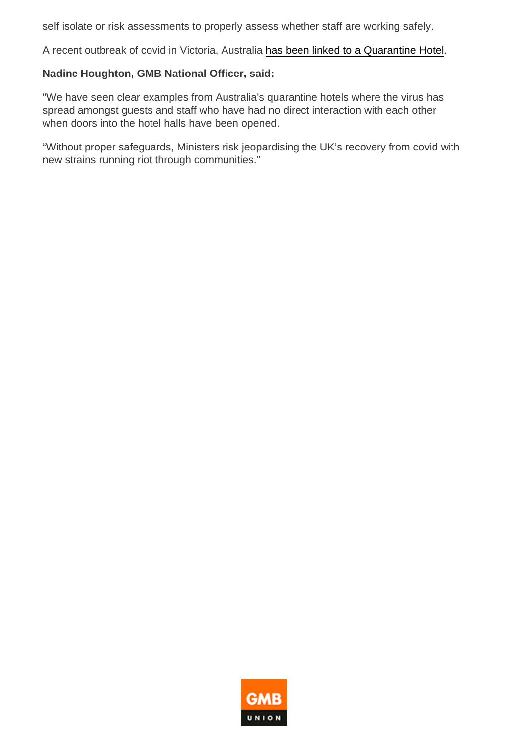self isolate or risk assessments to properly assess whether staff are working safely.

A recent outbreak of covid in Victoria, Australia has been linked to a Quarantine Hotel.

**Nadine Houghton, GMB National Officer, said:**

"We have seen clear examples from Australia's quarantine hotels where the virus has spread amongst guests and staff who have had no direct interaction with each other when doors into the hotel halls have been opened.

“Without proper safeguards, Ministers risk jeopardising the UK’s recovery from covid with new strains running riot through communities.”